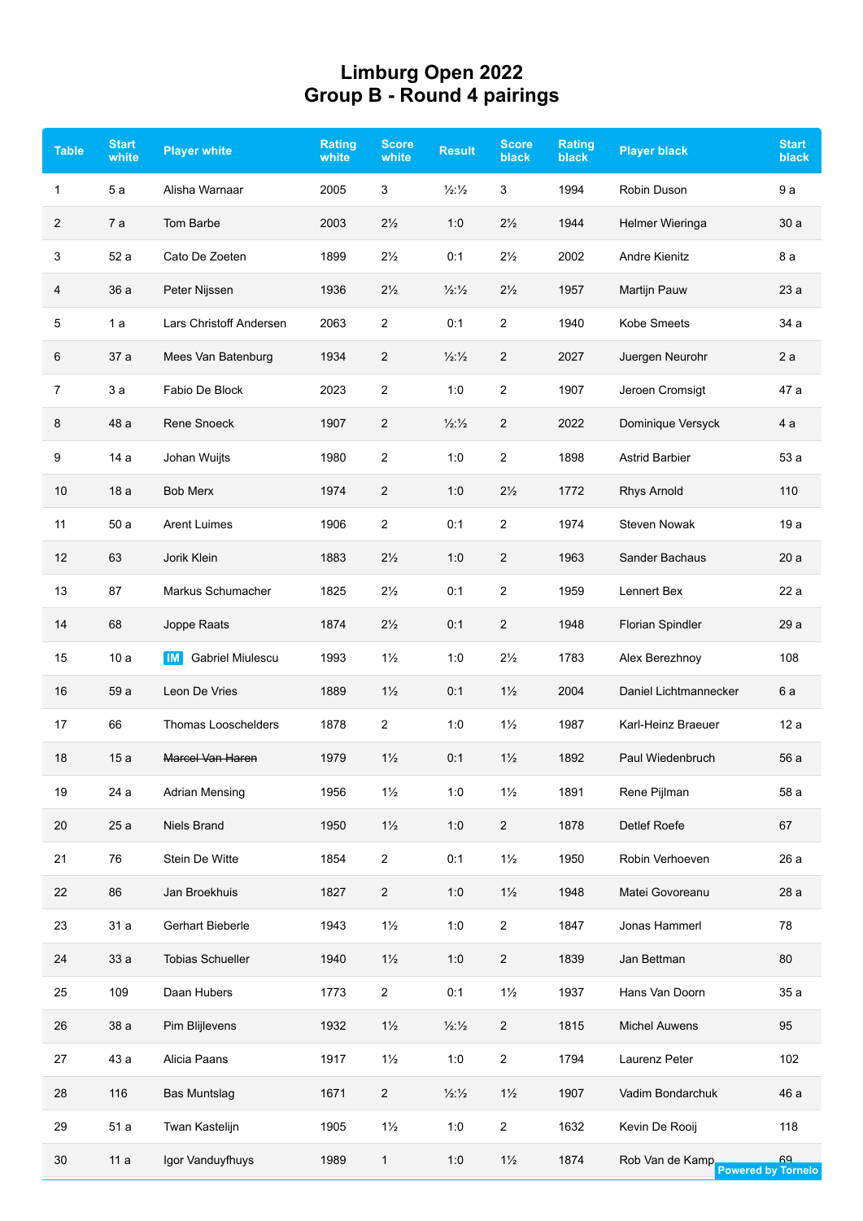# Limburg Open 2022
## Group B - Round 4 pairings

| Table | Start white | Player white | Rating white | Score white | Result | Score black | Rating black | Player black | Start black |
|---|---|---|---|---|---|---|---|---|---|
| 1 | 5 a | Alisha Warnaar | 2005 | 3 | ½:½ | 3 | 1994 | Robin Duson | 9 a |
| 2 | 7 a | Tom Barbe | 2003 | 2½ | 1:0 | 2½ | 1944 | Helmer Wieringa | 30 a |
| 3 | 52 a | Cato De Zoeten | 1899 | 2½ | 0:1 | 2½ | 2002 | Andre Kienitz | 8 a |
| 4 | 36 a | Peter Nijssen | 1936 | 2½ | ½:½ | 2½ | 1957 | Martijn Pauw | 23 a |
| 5 | 1 a | Lars Christoff Andersen | 2063 | 2 | 0:1 | 2 | 1940 | Kobe Smeets | 34 a |
| 6 | 37 a | Mees Van Batenburg | 1934 | 2 | ½:½ | 2 | 2027 | Juergen Neurohr | 2 a |
| 7 | 3 a | Fabio De Block | 2023 | 2 | 1:0 | 2 | 1907 | Jeroen Cromsigt | 47 a |
| 8 | 48 a | Rene Snoeck | 1907 | 2 | ½:½ | 2 | 2022 | Dominique Versyck | 4 a |
| 9 | 14 a | Johan Wuijts | 1980 | 2 | 1:0 | 2 | 1898 | Astrid Barbier | 53 a |
| 10 | 18 a | Bob Merx | 1974 | 2 | 1:0 | 2½ | 1772 | Rhys Arnold | 110 |
| 11 | 50 a | Arent Luimes | 1906 | 2 | 0:1 | 2 | 1974 | Steven Nowak | 19 a |
| 12 | 63 | Jorik Klein | 1883 | 2½ | 1:0 | 2 | 1963 | Sander Bachaus | 20 a |
| 13 | 87 | Markus Schumacher | 1825 | 2½ | 0:1 | 2 | 1959 | Lennert Bex | 22 a |
| 14 | 68 | Joppe Raats | 1874 | 2½ | 0:1 | 2 | 1948 | Florian Spindler | 29 a |
| 15 | 10 a | IM Gabriel Miulescu | 1993 | 1½ | 1:0 | 2½ | 1783 | Alex Berezhnoy | 108 |
| 16 | 59 a | Leon De Vries | 1889 | 1½ | 0:1 | 1½ | 2004 | Daniel Lichtmannecker | 6 a |
| 17 | 66 | Thomas Looschelders | 1878 | 2 | 1:0 | 1½ | 1987 | Karl-Heinz Braeuer | 12 a |
| 18 | 15 a | ~~Marcel Van Haren~~ | 1979 | 1½ | 0:1 | 1½ | 1892 | Paul Wiedenbruch | 56 a |
| 19 | 24 a | Adrian Mensing | 1956 | 1½ | 1:0 | 1½ | 1891 | Rene Pijlman | 58 a |
| 20 | 25 a | Niels Brand | 1950 | 1½ | 1:0 | 2 | 1878 | Detlef Roefe | 67 |
| 21 | 76 | Stein De Witte | 1854 | 2 | 0:1 | 1½ | 1950 | Robin Verhoeven | 26 a |
| 22 | 86 | Jan Broekhuis | 1827 | 2 | 1:0 | 1½ | 1948 | Matei Govoreanu | 28 a |
| 23 | 31 a | Gerhart Bieberle | 1943 | 1½ | 1:0 | 2 | 1847 | Jonas Hammerl | 78 |
| 24 | 33 a | Tobias Schueller | 1940 | 1½ | 1:0 | 2 | 1839 | Jan Bettman | 80 |
| 25 | 109 | Daan Hubers | 1773 | 2 | 0:1 | 1½ | 1937 | Hans Van Doorn | 35 a |
| 26 | 38 a | Pim Blijlevens | 1932 | 1½ | ½:½ | 2 | 1815 | Michel Auwens | 95 |
| 27 | 43 a | Alicia Paans | 1917 | 1½ | 1:0 | 2 | 1794 | Laurenz Peter | 102 |
| 28 | 116 | Bas Muntslag | 1671 | 2 | ½:½ | 1½ | 1907 | Vadim Bondarchuk | 46 a |
| 29 | 51 a | Twan Kastelijn | 1905 | 1½ | 1:0 | 2 | 1632 | Kevin De Rooij | 118 |
| 30 | 11 a | Igor Vanduyfhuys | 1989 | 1 | 1:0 | 1½ | 1874 | Rob Van de Kamp | 69 |

Powered by Tornelo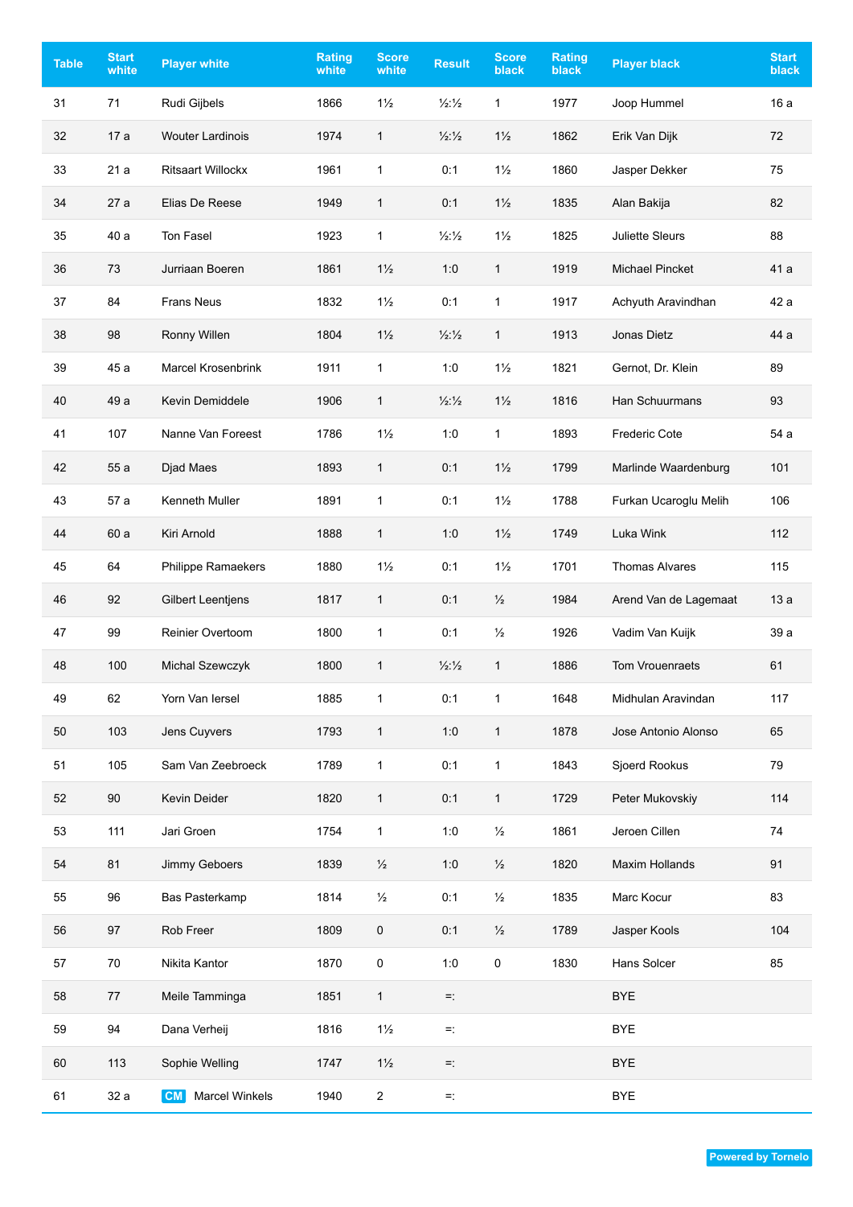| Table | Start white | Player white | Rating white | Score white | Result | Score black | Rating black | Player black | Start black |
|---|---|---|---|---|---|---|---|---|---|
| 31 | 71 | Rudi Gijbels | 1866 | 1½ | ½:½ | 1 | 1977 | Joop Hummel | 16 a |
| 32 | 17 a | Wouter Lardinois | 1974 | 1 | ½:½ | 1½ | 1862 | Erik Van Dijk | 72 |
| 33 | 21 a | Ritsaart Willockx | 1961 | 1 | 0:1 | 1½ | 1860 | Jasper Dekker | 75 |
| 34 | 27 a | Elias De Reese | 1949 | 1 | 0:1 | 1½ | 1835 | Alan Bakija | 82 |
| 35 | 40 a | Ton Fasel | 1923 | 1 | ½:½ | 1½ | 1825 | Juliette Sleurs | 88 |
| 36 | 73 | Jurriaan Boeren | 1861 | 1½ | 1:0 | 1 | 1919 | Michael Pincket | 41 a |
| 37 | 84 | Frans Neus | 1832 | 1½ | 0:1 | 1 | 1917 | Achyuth Aravindhan | 42 a |
| 38 | 98 | Ronny Willen | 1804 | 1½ | ½:½ | 1 | 1913 | Jonas Dietz | 44 a |
| 39 | 45 a | Marcel Krosenbrink | 1911 | 1 | 1:0 | 1½ | 1821 | Gernot, Dr. Klein | 89 |
| 40 | 49 a | Kevin Demiddele | 1906 | 1 | ½:½ | 1½ | 1816 | Han Schuurmans | 93 |
| 41 | 107 | Nanne Van Foreest | 1786 | 1½ | 1:0 | 1 | 1893 | Frederic Cote | 54 a |
| 42 | 55 a | Djad Maes | 1893 | 1 | 0:1 | 1½ | 1799 | Marlinde Waardenburg | 101 |
| 43 | 57 a | Kenneth Muller | 1891 | 1 | 0:1 | 1½ | 1788 | Furkan Ucaroglu Melih | 106 |
| 44 | 60 a | Kiri Arnold | 1888 | 1 | 1:0 | 1½ | 1749 | Luka Wink | 112 |
| 45 | 64 | Philippe Ramaekers | 1880 | 1½ | 0:1 | 1½ | 1701 | Thomas Alvares | 115 |
| 46 | 92 | Gilbert Leentjens | 1817 | 1 | 0:1 | ½ | 1984 | Arend Van de Lagemaat | 13 a |
| 47 | 99 | Reinier Overtoom | 1800 | 1 | 0:1 | ½ | 1926 | Vadim Van Kuijk | 39 a |
| 48 | 100 | Michal Szewczyk | 1800 | 1 | ½:½ | 1 | 1886 | Tom Vrouenraets | 61 |
| 49 | 62 | Yorn Van Iersel | 1885 | 1 | 0:1 | 1 | 1648 | Midhulan Aravindan | 117 |
| 50 | 103 | Jens Cuyvers | 1793 | 1 | 1:0 | 1 | 1878 | Jose Antonio Alonso | 65 |
| 51 | 105 | Sam Van Zeebroeck | 1789 | 1 | 0:1 | 1 | 1843 | Sjoerd Rookus | 79 |
| 52 | 90 | Kevin Deider | 1820 | 1 | 0:1 | 1 | 1729 | Peter Mukovskiy | 114 |
| 53 | 111 | Jari Groen | 1754 | 1 | 1:0 | ½ | 1861 | Jeroen Cillen | 74 |
| 54 | 81 | Jimmy Geboers | 1839 | ½ | 1:0 | ½ | 1820 | Maxim Hollands | 91 |
| 55 | 96 | Bas Pasterkamp | 1814 | ½ | 0:1 | ½ | 1835 | Marc Kocur | 83 |
| 56 | 97 | Rob Freer | 1809 | 0 | 0:1 | ½ | 1789 | Jasper Kools | 104 |
| 57 | 70 | Nikita Kantor | 1870 | 0 | 1:0 | 0 | 1830 | Hans Solcer | 85 |
| 58 | 77 | Meile Tamminga | 1851 | 1 | =: | | | BYE | |
| 59 | 94 | Dana Verheij | 1816 | 1½ | =: | | | BYE | |
| 60 | 113 | Sophie Welling | 1747 | 1½ | =: | | | BYE | |
| 61 | 32 a | CM Marcel Winkels | 1940 | 2 | =: | | | BYE | |

Powered by Tornelo